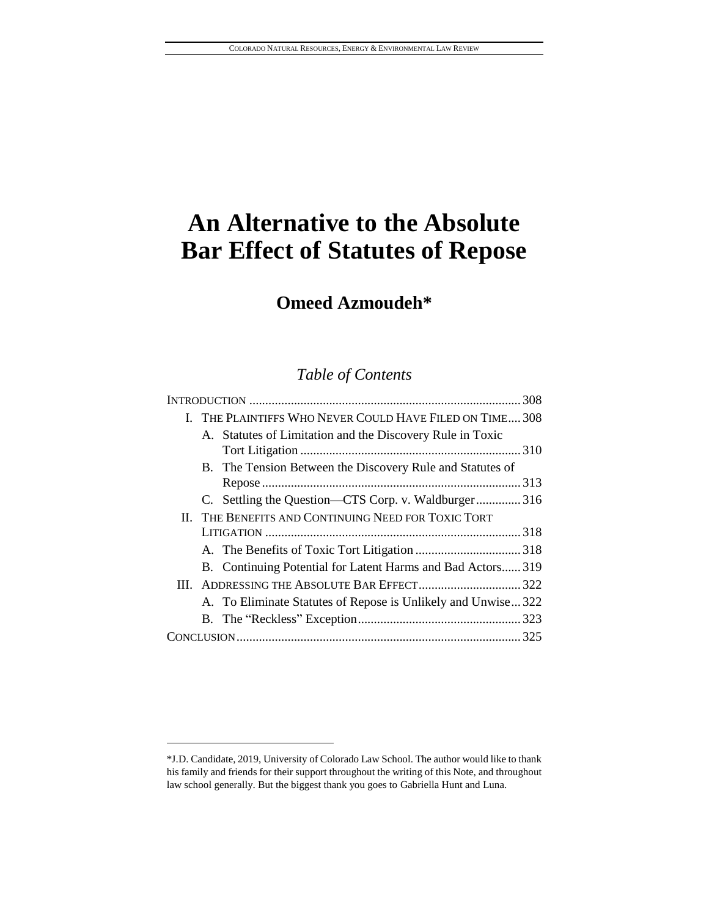# An Alternative to the Absolute Bar Effect of Statutes of Repose

## Omeed Azmoudeh*

### *Table of Contents*

INTRODUCTION .................................................................................... 308

I. THE PLAINTIFFS WHO NEVER COULD HAVE FILED ON TIME .... 308
   - A. Statutes of Limitation and the Discovery Rule in Toxic Tort Litigation ..................................................................... 310
   - B. The Tension Between the Discovery Rule and Statutes of Repose ................................................................................. 313
   - C. Settling the Question—CTS Corp. v. Waldburger .............. 316

II. THE BENEFITS AND CONTINUING NEED FOR TOXIC TORT LITIGATION ................................................................................ 318
   - A. The Benefits of Toxic Tort Litigation ................................. 318
   - B. Continuing Potential for Latent Harms and Bad Actors ...... 319

III. ADDRESSING THE ABSOLUTE BAR EFFECT ................................ 322
   - A. To Eliminate Statutes of Repose is Unlikely and Unwise ... 322
   - B. The “Reckless” Exception ................................................... 323

CONCLUSION ........................................................................................ 325

---

*J.D. Candidate, 2019, University of Colorado Law School. The author would like to thank his family and friends for their support throughout the writing of this Note, and throughout law school generally. But the biggest thank you goes to Gabriella Hunt and Luna.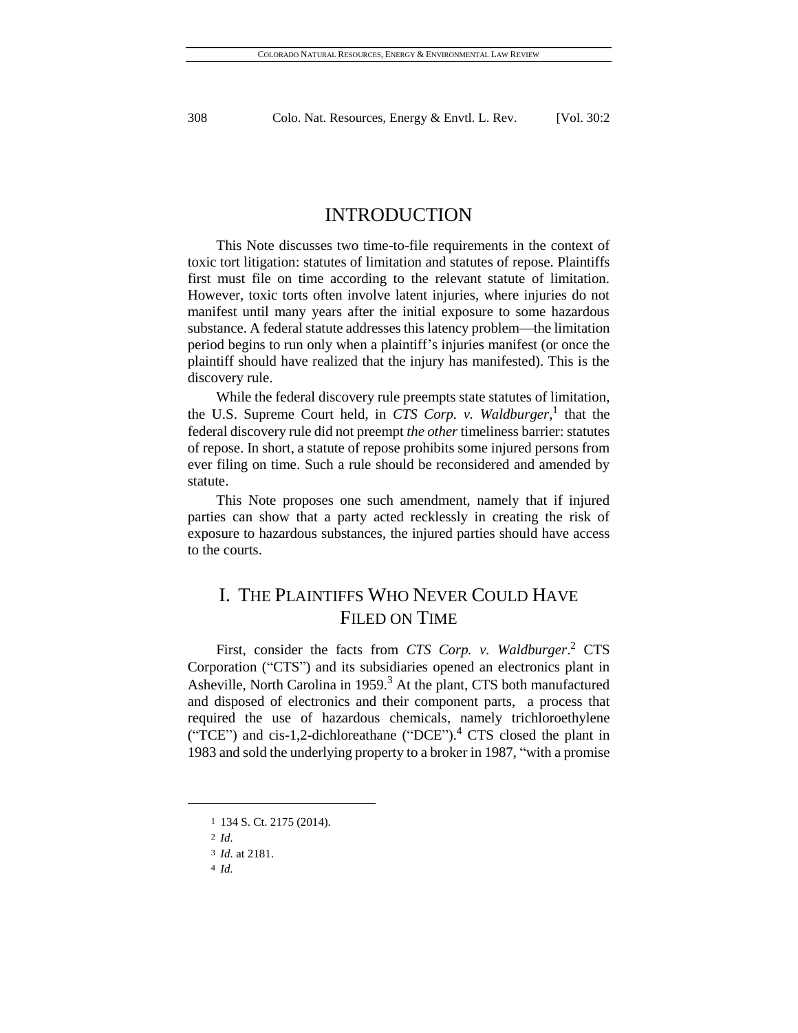# INTRODUCTION

This Note discusses two time-to-file requirements in the context of toxic tort litigation: statutes of limitation and statutes of repose. Plaintiffs first must file on time according to the relevant statute of limitation. However, toxic torts often involve latent injuries, where injuries do not manifest until many years after the initial exposure to some hazardous substance. A federal statute addresses this latency problem—the limitation period begins to run only when a plaintiff's injuries manifest (or once the plaintiff should have realized that the injury has manifested). This is the discovery rule.

While the federal discovery rule preempts state statutes of limitation, the U.S. Supreme Court held, in *CTS Corp. v. Waldburger*,[1] that the federal discovery rule did not preempt *the other* timeliness barrier: statutes of repose. In short, a statute of repose prohibits some injured persons from ever filing on time. Such a rule should be reconsidered and amended by statute.

This Note proposes one such amendment, namely that if injured parties can show that a party acted recklessly in creating the risk of exposure to hazardous substances, the injured parties should have access to the courts.

# I. THE PLAINTIFFS WHO NEVER COULD HAVE FILED ON TIME

First, consider the facts from *CTS Corp. v. Waldburger*.[2] CTS Corporation ("CTS") and its subsidiaries opened an electronics plant in Asheville, North Carolina in 1959.[3] At the plant, CTS both manufactured and disposed of electronics and their component parts, a process that required the use of hazardous chemicals, namely trichloroethylene ("TCE") and cis-1,2-dichloreathane ("DCE").[4] CTS closed the plant in 1983 and sold the underlying property to a broker in 1987, "with a promise

---

1 134 S. Ct. 2175 (2014).

2 *Id.*

3 *Id.* at 2181.

4 *Id.*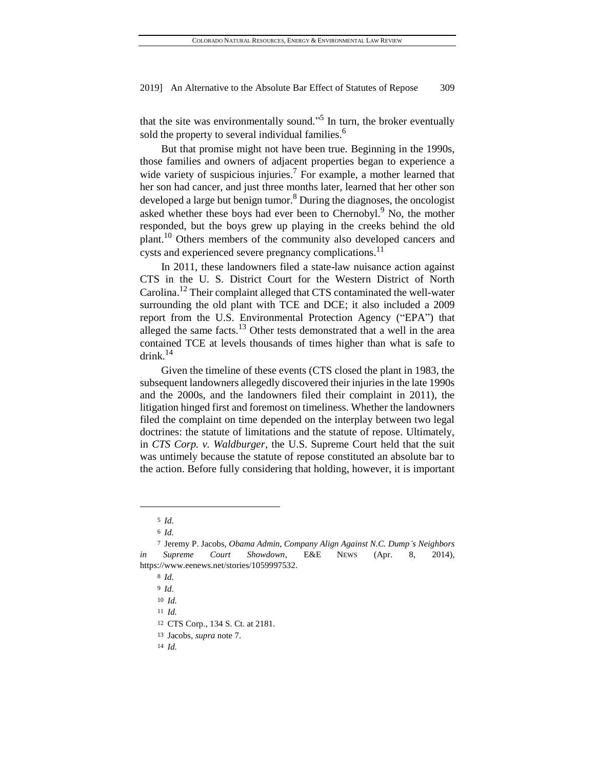that the site was environmentally sound."[5] In turn, the broker eventually sold the property to several individual families.[6]

But that promise might not have been true. Beginning in the 1990s, those families and owners of adjacent properties began to experience a wide variety of suspicious injuries.[7] For example, a mother learned that her son had cancer, and just three months later, learned that her other son developed a large but benign tumor.[8] During the diagnoses, the oncologist asked whether these boys had ever been to Chernobyl.[9] No, the mother responded, but the boys grew up playing in the creeks behind the old plant.[10] Others members of the community also developed cancers and cysts and experienced severe pregnancy complications.[11]

In 2011, these landowners filed a state-law nuisance action against CTS in the U. S. District Court for the Western District of North Carolina.[12] Their complaint alleged that CTS contaminated the well-water surrounding the old plant with TCE and DCE; it also included a 2009 report from the U.S. Environmental Protection Agency ("EPA") that alleged the same facts.[13] Other tests demonstrated that a well in the area contained TCE at levels thousands of times higher than what is safe to drink.[14]

Given the timeline of these events (CTS closed the plant in 1983, the subsequent landowners allegedly discovered their injuries in the late 1990s and the 2000s, and the landowners filed their complaint in 2011), the litigation hinged first and foremost on timeliness. Whether the landowners filed the complaint on time depended on the interplay between two legal doctrines: the statute of limitations and the statute of repose. Ultimately, in *CTS Corp. v. Waldburger*, the U.S. Supreme Court held that the suit was untimely because the statute of repose constituted an absolute bar to the action. Before fully considering that holding, however, it is important

---

5 *Id.*

6 *Id.*

7 Jeremy P. Jacobs, *Obama Admin, Company Align Against N.C. Dump's Neighbors in Supreme Court Showdown*, E&E NEWS (Apr. 8, 2014), https://www.eenews.net/stories/1059997532.

8 *Id.*

9 *Id.*

10 *Id.*

11 *Id.*

12 CTS Corp., 134 S. Ct. at 2181.

13 Jacobs, *supra* note 7.

14 *Id.*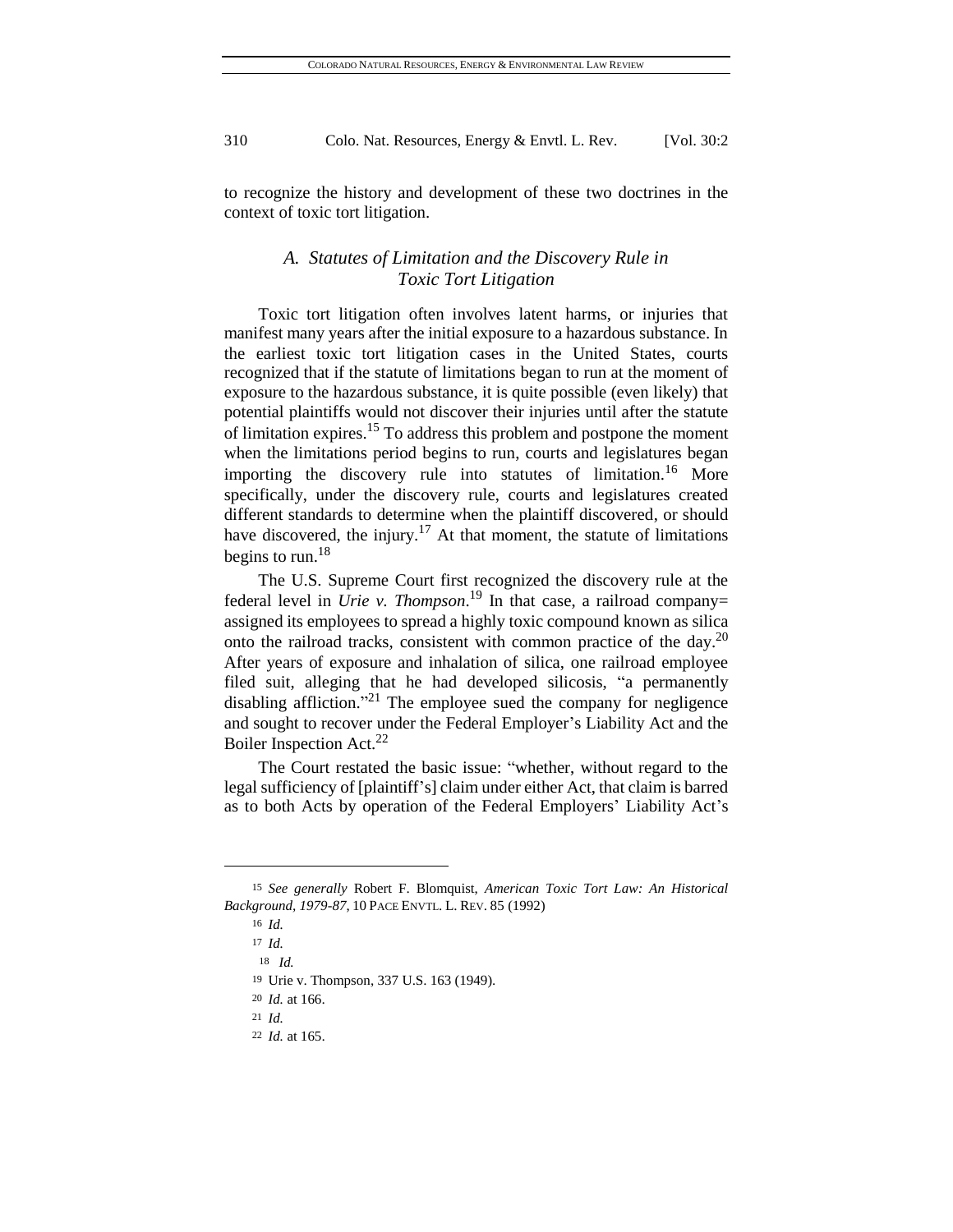to recognize the history and development of these two doctrines in the context of toxic tort litigation.

### *A. Statutes of Limitation and the Discovery Rule in Toxic Tort Litigation*

Toxic tort litigation often involves latent harms, or injuries that manifest many years after the initial exposure to a hazardous substance. In the earliest toxic tort litigation cases in the United States, courts recognized that if the statute of limitations began to run at the moment of exposure to the hazardous substance, it is quite possible (even likely) that potential plaintiffs would not discover their injuries until after the statute of limitation expires.[15] To address this problem and postpone the moment when the limitations period begins to run, courts and legislatures began importing the discovery rule into statutes of limitation.[16] More specifically, under the discovery rule, courts and legislatures created different standards to determine when the plaintiff discovered, or should have discovered, the injury.[17] At that moment, the statute of limitations begins to run.[18]

The U.S. Supreme Court first recognized the discovery rule at the federal level in *Urie v. Thompson*.[19] In that case, a railroad company= assigned its employees to spread a highly toxic compound known as silica onto the railroad tracks, consistent with common practice of the day.[20] After years of exposure and inhalation of silica, one railroad employee filed suit, alleging that he had developed silicosis, "a permanently disabling affliction."[21] The employee sued the company for negligence and sought to recover under the Federal Employer's Liability Act and the Boiler Inspection Act.[22]

The Court restated the basic issue: "whether, without regard to the legal sufficiency of [plaintiff's] claim under either Act, that claim is barred as to both Acts by operation of the Federal Employers' Liability Act's

---

15 *See generally* Robert F. Blomquist, *American Toxic Tort Law: An Historical Background, 1979-87*, 10 PACE ENVTL. L. REV. 85 (1992)

16 *Id.*

17 *Id.*

18 *Id.*

19 Urie v. Thompson, 337 U.S. 163 (1949).

20 *Id.* at 166.

21 *Id.*

22 *Id.* at 165.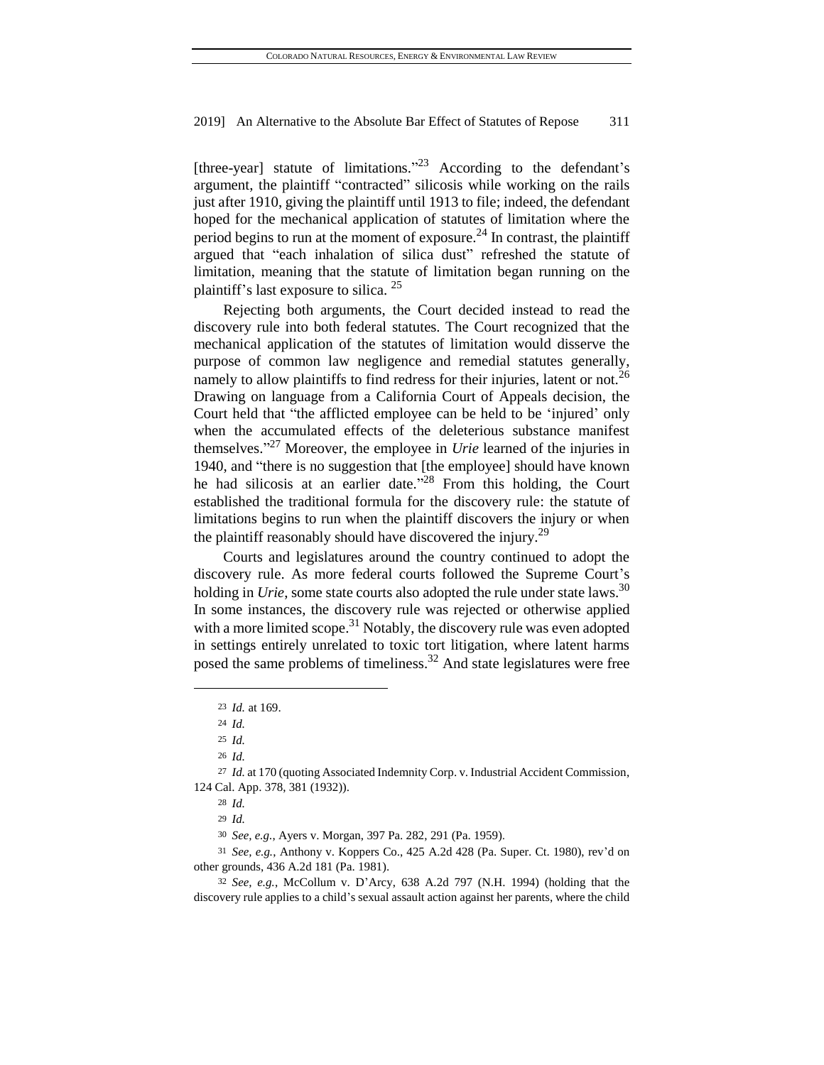[three-year] statute of limitations."[23] According to the defendant's argument, the plaintiff "contracted" silicosis while working on the rails just after 1910, giving the plaintiff until 1913 to file; indeed, the defendant hoped for the mechanical application of statutes of limitation where the period begins to run at the moment of exposure.[24] In contrast, the plaintiff argued that "each inhalation of silica dust" refreshed the statute of limitation, meaning that the statute of limitation began running on the plaintiff's last exposure to silica. [25]

Rejecting both arguments, the Court decided instead to read the discovery rule into both federal statutes. The Court recognized that the mechanical application of the statutes of limitation would disserve the purpose of common law negligence and remedial statutes generally, namely to allow plaintiffs to find redress for their injuries, latent or not.[26] Drawing on language from a California Court of Appeals decision, the Court held that "the afflicted employee can be held to be 'injured' only when the accumulated effects of the deleterious substance manifest themselves."[27] Moreover, the employee in *Urie* learned of the injuries in 1940, and "there is no suggestion that [the employee] should have known he had silicosis at an earlier date."[28] From this holding, the Court established the traditional formula for the discovery rule: the statute of limitations begins to run when the plaintiff discovers the injury or when the plaintiff reasonably should have discovered the injury.[29]

Courts and legislatures around the country continued to adopt the discovery rule. As more federal courts followed the Supreme Court's holding in *Urie*, some state courts also adopted the rule under state laws.[30] In some instances, the discovery rule was rejected or otherwise applied with a more limited scope.[31] Notably, the discovery rule was even adopted in settings entirely unrelated to toxic tort litigation, where latent harms posed the same problems of timeliness.[32] And state legislatures were free

---

23 *Id.* at 169.

24 *Id.*

25 *Id.*

26 *Id.*

27 *Id.* at 170 (quoting Associated Indemnity Corp. v. Industrial Accident Commission, 124 Cal. App. 378, 381 (1932)).

28 *Id.*

29 *Id.*

30 *See, e.g.*, Ayers v. Morgan, 397 Pa. 282, 291 (Pa. 1959).

31 *See, e.g.*, Anthony v. Koppers Co., 425 A.2d 428 (Pa. Super. Ct. 1980), rev'd on other grounds, 436 A.2d 181 (Pa. 1981).

32 *See, e.g.*, McCollum v. D'Arcy, 638 A.2d 797 (N.H. 1994) (holding that the discovery rule applies to a child's sexual assault action against her parents, where the child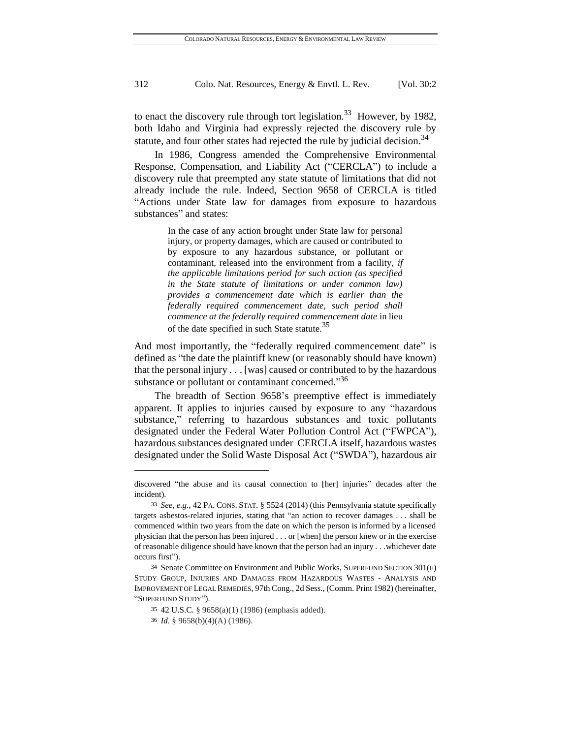to enact the discovery rule through tort legislation.[33] However, by 1982, both Idaho and Virginia had expressly rejected the discovery rule by statute, and four other states had rejected the rule by judicial decision.[34]

In 1986, Congress amended the Comprehensive Environmental Response, Compensation, and Liability Act ("CERCLA") to include a discovery rule that preempted any state statute of limitations that did not already include the rule. Indeed, Section 9658 of CERCLA is titled "Actions under State law for damages from exposure to hazardous substances" and states:

> In the case of any action brought under State law for personal injury, or property damages, which are caused or contributed to by exposure to any hazardous substance, or pollutant or contaminant, released into the environment from a facility, *if the applicable limitations period for such action (as specified in the State statute of limitations or under common law) provides a commencement date which is earlier than the federally required commencement date, such period shall commence at the federally required commencement date* in lieu of the date specified in such State statute.[35]

And most importantly, the "federally required commencement date" is defined as "the date the plaintiff knew (or reasonably should have known) that the personal injury . . . [was] caused or contributed to by the hazardous substance or pollutant or contaminant concerned."[36]

The breadth of Section 9658's preemptive effect is immediately apparent. It applies to injuries caused by exposure to any "hazardous substance," referring to hazardous substances and toxic pollutants designated under the Federal Water Pollution Control Act ("FWPCA"), hazardous substances designated under CERCLA itself, hazardous wastes designated under the Solid Waste Disposal Act ("SWDA"), hazardous air

---

discovered "the abuse and its causal connection to [her] injuries" decades after the incident).

33 *See, e.g.*, 42 PA. CONS. STAT. § 5524 (2014) (this Pennsylvania statute specifically targets asbestos-related injuries, stating that "an action to recover damages . . . shall be commenced within two years from the date on which the person is informed by a licensed physician that the person has been injured . . . or [when] the person knew or in the exercise of reasonable diligence should have known that the person had an injury . . .whichever date occurs first").

34 Senate Committee on Environment and Public Works, SUPERFUND SECTION 301(E) STUDY GROUP, INJURIES AND DAMAGES FROM HAZARDOUS WASTES - ANALYSIS AND IMPROVEMENT OF LEGAL REMEDIES, 97th Cong., 2d Sess., (Comm. Print 1982) (hereinafter, "SUPERFUND STUDY").

35 42 U.S.C. § 9658(a)(1) (1986) (emphasis added).

36 *Id.* § 9658(b)(4)(A) (1986).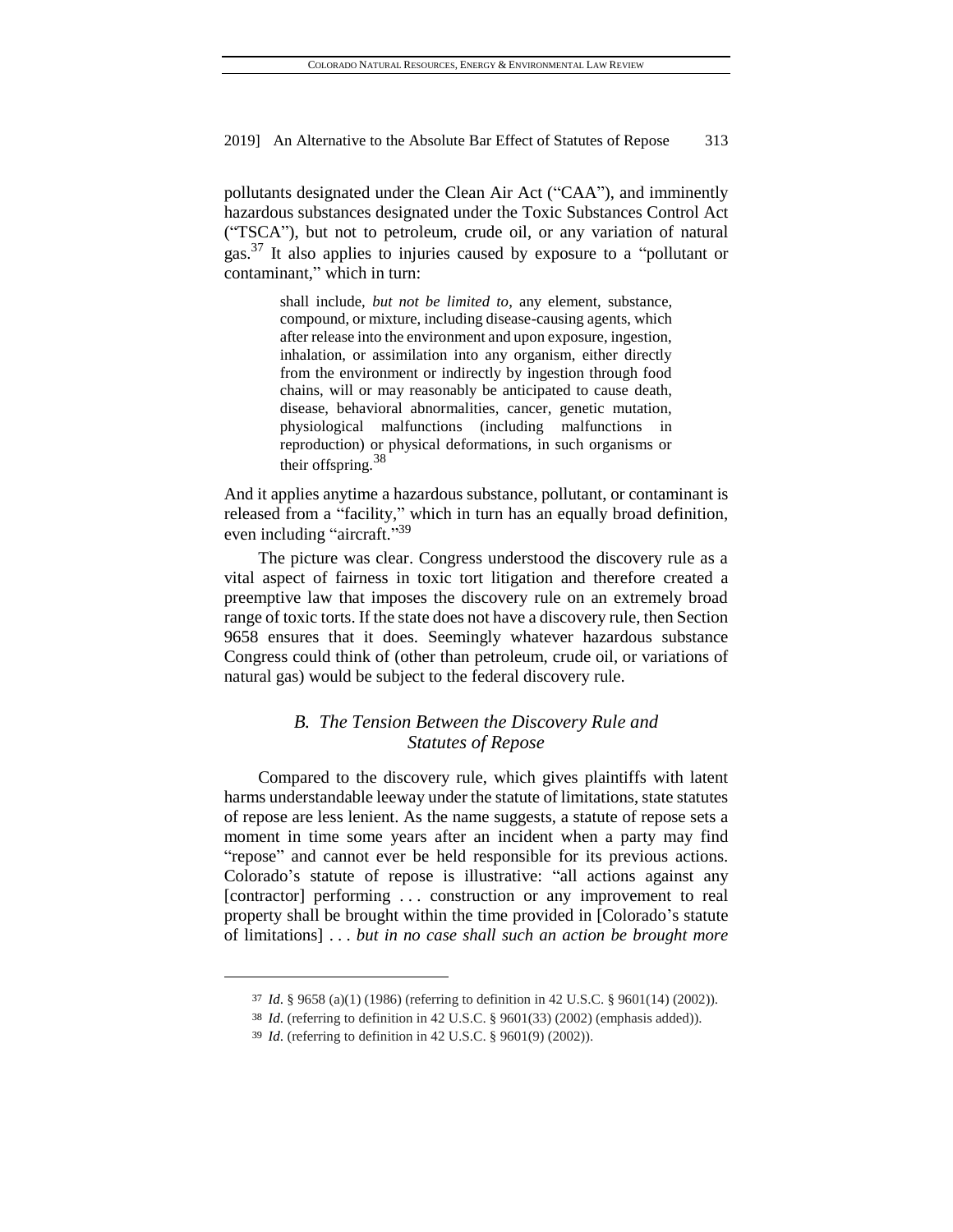pollutants designated under the Clean Air Act ("CAA"), and imminently hazardous substances designated under the Toxic Substances Control Act ("TSCA"), but not to petroleum, crude oil, or any variation of natural gas.[37] It also applies to injuries caused by exposure to a "pollutant or contaminant," which in turn:

> shall include, *but not be limited to*, any element, substance, compound, or mixture, including disease-causing agents, which after release into the environment and upon exposure, ingestion, inhalation, or assimilation into any organism, either directly from the environment or indirectly by ingestion through food chains, will or may reasonably be anticipated to cause death, disease, behavioral abnormalities, cancer, genetic mutation, physiological malfunctions (including malfunctions in reproduction) or physical deformations, in such organisms or their offspring.[38]

And it applies anytime a hazardous substance, pollutant, or contaminant is released from a "facility," which in turn has an equally broad definition, even including "aircraft."[39]

The picture was clear. Congress understood the discovery rule as a vital aspect of fairness in toxic tort litigation and therefore created a preemptive law that imposes the discovery rule on an extremely broad range of toxic torts. If the state does not have a discovery rule, then Section 9658 ensures that it does. Seemingly whatever hazardous substance Congress could think of (other than petroleum, crude oil, or variations of natural gas) would be subject to the federal discovery rule.

### *B. The Tension Between the Discovery Rule and Statutes of Repose*

Compared to the discovery rule, which gives plaintiffs with latent harms understandable leeway under the statute of limitations, state statutes of repose are less lenient. As the name suggests, a statute of repose sets a moment in time some years after an incident when a party may find "repose" and cannot ever be held responsible for its previous actions. Colorado's statute of repose is illustrative: "all actions against any [contractor] performing . . . construction or any improvement to real property shall be brought within the time provided in [Colorado's statute of limitations] . . . *but in no case shall such an action be brought more*

---

37 *Id*. § 9658 (a)(1) (1986) (referring to definition in 42 U.S.C. § 9601(14) (2002)).

38 *Id*. (referring to definition in 42 U.S.C. § 9601(33) (2002) (emphasis added)).

39 *Id*. (referring to definition in 42 U.S.C. § 9601(9) (2002)).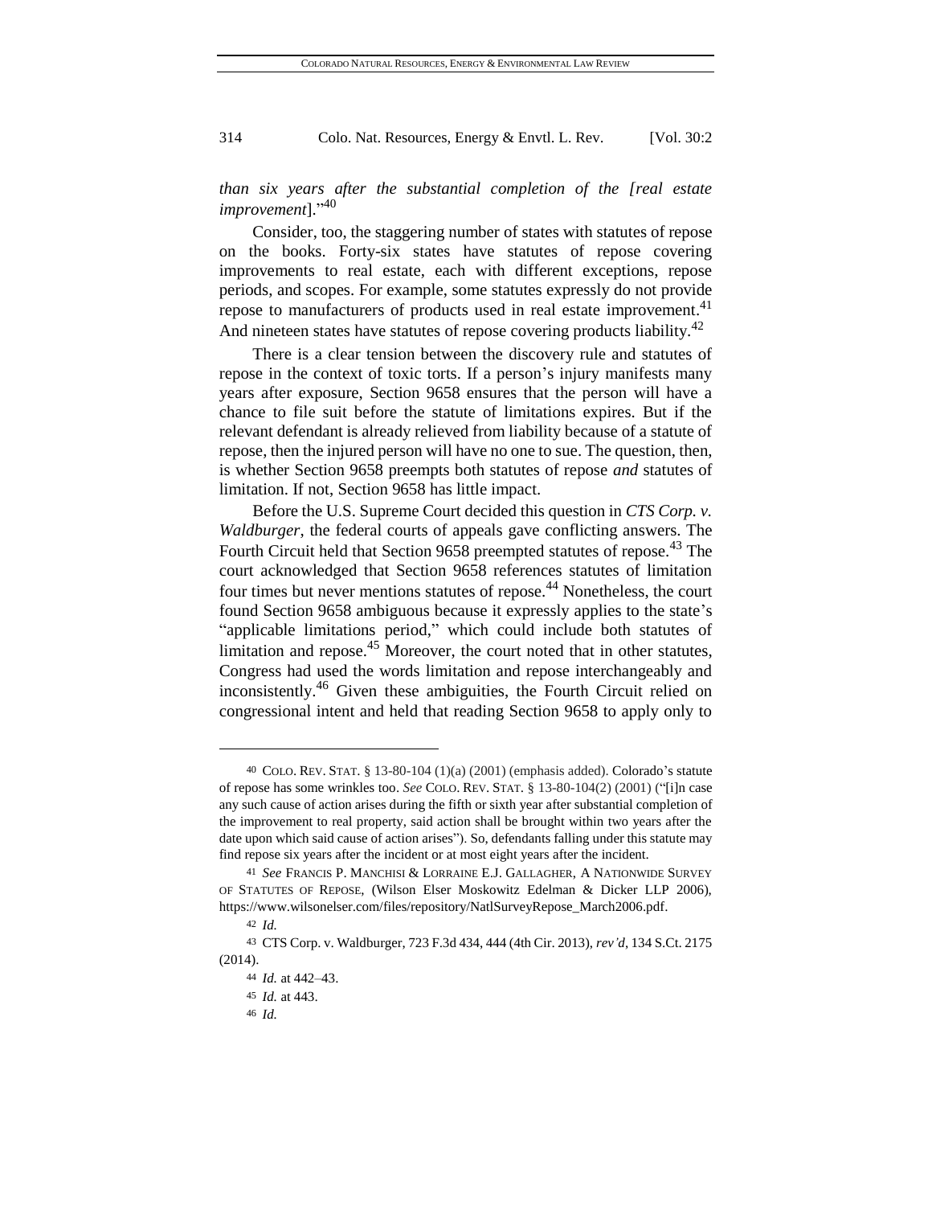*than six years after the substantial completion of the [real estate improvement*]."[40]

Consider, too, the staggering number of states with statutes of repose on the books. Forty-six states have statutes of repose covering improvements to real estate, each with different exceptions, repose periods, and scopes. For example, some statutes expressly do not provide repose to manufacturers of products used in real estate improvement.[41] And nineteen states have statutes of repose covering products liability.[42]

There is a clear tension between the discovery rule and statutes of repose in the context of toxic torts. If a person's injury manifests many years after exposure, Section 9658 ensures that the person will have a chance to file suit before the statute of limitations expires. But if the relevant defendant is already relieved from liability because of a statute of repose, then the injured person will have no one to sue. The question, then, is whether Section 9658 preempts both statutes of repose *and* statutes of limitation. If not, Section 9658 has little impact.

Before the U.S. Supreme Court decided this question in *CTS Corp. v. Waldburger*, the federal courts of appeals gave conflicting answers. The Fourth Circuit held that Section 9658 preempted statutes of repose.[43] The court acknowledged that Section 9658 references statutes of limitation four times but never mentions statutes of repose.[44] Nonetheless, the court found Section 9658 ambiguous because it expressly applies to the state's "applicable limitations period," which could include both statutes of limitation and repose.[45] Moreover, the court noted that in other statutes, Congress had used the words limitation and repose interchangeably and inconsistently.[46] Given these ambiguities, the Fourth Circuit relied on congressional intent and held that reading Section 9658 to apply only to

---

40 COLO. REV. STAT. § 13-80-104 (1)(a) (2001) (emphasis added). Colorado's statute of repose has some wrinkles too. *See* COLO. REV. STAT. § 13-80-104(2) (2001) ("[i]n case any such cause of action arises during the fifth or sixth year after substantial completion of the improvement to real property, said action shall be brought within two years after the date upon which said cause of action arises"). So, defendants falling under this statute may find repose six years after the incident or at most eight years after the incident.

41 *See* FRANCIS P. MANCHISI & LORRAINE E.J. GALLAGHER, A NATIONWIDE SURVEY OF STATUTES OF REPOSE, (Wilson Elser Moskowitz Edelman & Dicker LLP 2006), https://www.wilsonelser.com/files/repository/NatlSurveyRepose_March2006.pdf.

42 *Id.*

43 CTS Corp. v. Waldburger, 723 F.3d 434, 444 (4th Cir. 2013), *rev'd*, 134 S.Ct. 2175 (2014).

44 *Id.* at 442–43.

45 *Id.* at 443.

46 *Id.*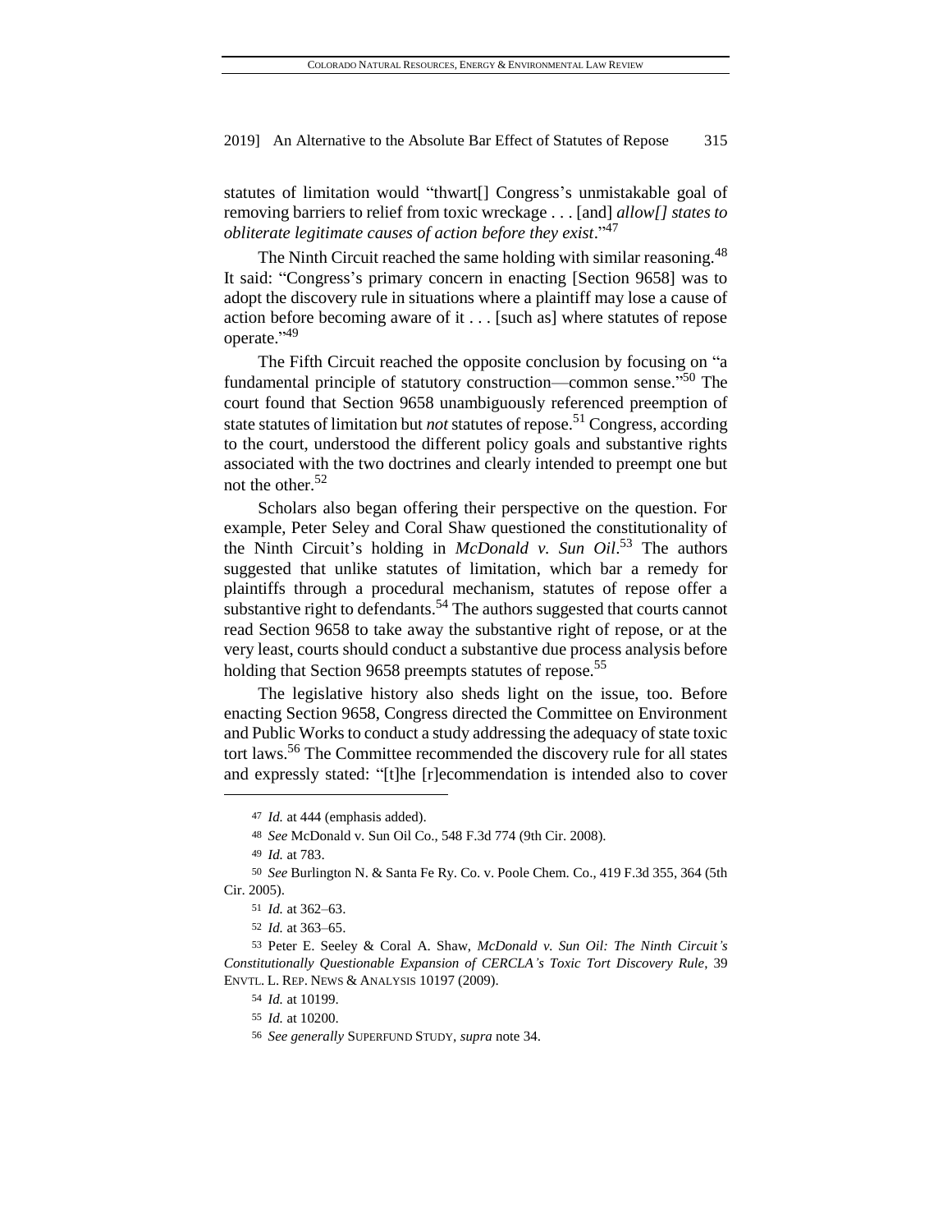statutes of limitation would "thwart[] Congress's unmistakable goal of removing barriers to relief from toxic wreckage . . . [and] *allow[] states to obliterate legitimate causes of action before they exist*."[47]

The Ninth Circuit reached the same holding with similar reasoning.[48] It said: "Congress's primary concern in enacting [Section 9658] was to adopt the discovery rule in situations where a plaintiff may lose a cause of action before becoming aware of it . . . [such as] where statutes of repose operate."[49]

The Fifth Circuit reached the opposite conclusion by focusing on "a fundamental principle of statutory construction—common sense."[50] The court found that Section 9658 unambiguously referenced preemption of state statutes of limitation but *not* statutes of repose.[51] Congress, according to the court, understood the different policy goals and substantive rights associated with the two doctrines and clearly intended to preempt one but not the other.[52]

Scholars also began offering their perspective on the question. For example, Peter Seley and Coral Shaw questioned the constitutionality of the Ninth Circuit's holding in *McDonald v. Sun Oil*.[53] The authors suggested that unlike statutes of limitation, which bar a remedy for plaintiffs through a procedural mechanism, statutes of repose offer a substantive right to defendants.[54] The authors suggested that courts cannot read Section 9658 to take away the substantive right of repose, or at the very least, courts should conduct a substantive due process analysis before holding that Section 9658 preempts statutes of repose.[55]

The legislative history also sheds light on the issue, too. Before enacting Section 9658, Congress directed the Committee on Environment and Public Works to conduct a study addressing the adequacy of state toxic tort laws.[56] The Committee recommended the discovery rule for all states and expressly stated: "[t]he [r]ecommendation is intended also to cover

---

47 *Id.* at 444 (emphasis added).

48 *See* McDonald v. Sun Oil Co., 548 F.3d 774 (9th Cir. 2008).

49 *Id.* at 783.

50 *See* Burlington N. & Santa Fe Ry. Co. v. Poole Chem. Co., 419 F.3d 355, 364 (5th Cir. 2005).

51 *Id.* at 362–63.

52 *Id.* at 363–65.

53 Peter E. Seeley & Coral A. Shaw, *McDonald v. Sun Oil: The Ninth Circuit's Constitutionally Questionable Expansion of CERCLA's Toxic Tort Discovery Rule*, 39 ENVTL. L. REP. NEWS & ANALYSIS 10197 (2009).

54 *Id.* at 10199.

55 *Id.* at 10200.

56 *See generally* SUPERFUND STUDY, *supra* note 34.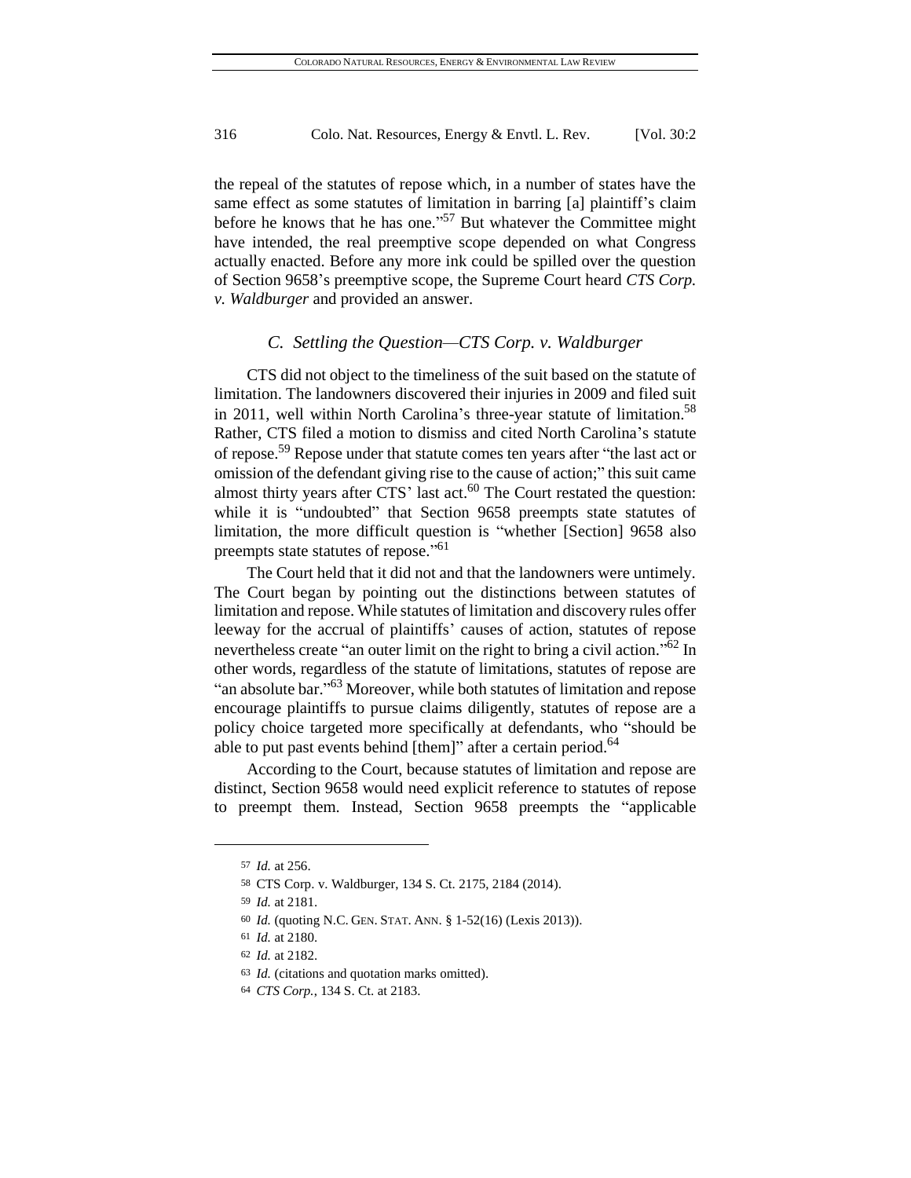the repeal of the statutes of repose which, in a number of states have the same effect as some statutes of limitation in barring [a] plaintiff's claim before he knows that he has one."[57] But whatever the Committee might have intended, the real preemptive scope depended on what Congress actually enacted. Before any more ink could be spilled over the question of Section 9658's preemptive scope, the Supreme Court heard *CTS Corp. v. Waldburger* and provided an answer.

### *C. Settling the Question—CTS Corp. v. Waldburger*

CTS did not object to the timeliness of the suit based on the statute of limitation. The landowners discovered their injuries in 2009 and filed suit in 2011, well within North Carolina's three-year statute of limitation.[58] Rather, CTS filed a motion to dismiss and cited North Carolina's statute of repose.[59] Repose under that statute comes ten years after "the last act or omission of the defendant giving rise to the cause of action;" this suit came almost thirty years after CTS' last act.[60] The Court restated the question: while it is "undoubted" that Section 9658 preempts state statutes of limitation, the more difficult question is "whether [Section] 9658 also preempts state statutes of repose."[61]

The Court held that it did not and that the landowners were untimely. The Court began by pointing out the distinctions between statutes of limitation and repose. While statutes of limitation and discovery rules offer leeway for the accrual of plaintiffs' causes of action, statutes of repose nevertheless create "an outer limit on the right to bring a civil action."[62] In other words, regardless of the statute of limitations, statutes of repose are "an absolute bar."[63] Moreover, while both statutes of limitation and repose encourage plaintiffs to pursue claims diligently, statutes of repose are a policy choice targeted more specifically at defendants, who "should be able to put past events behind [them]" after a certain period.[64]

According to the Court, because statutes of limitation and repose are distinct, Section 9658 would need explicit reference to statutes of repose to preempt them. Instead, Section 9658 preempts the "applicable

---

57 *Id.* at 256.

58 CTS Corp. v. Waldburger, 134 S. Ct. 2175, 2184 (2014).

59 *Id.* at 2181.

60 *Id.* (quoting N.C. GEN. STAT. ANN. § 1-52(16) (Lexis 2013)).

61 *Id.* at 2180.

62 *Id.* at 2182.

63 *Id.* (citations and quotation marks omitted).

64 *CTS Corp.*, 134 S. Ct. at 2183.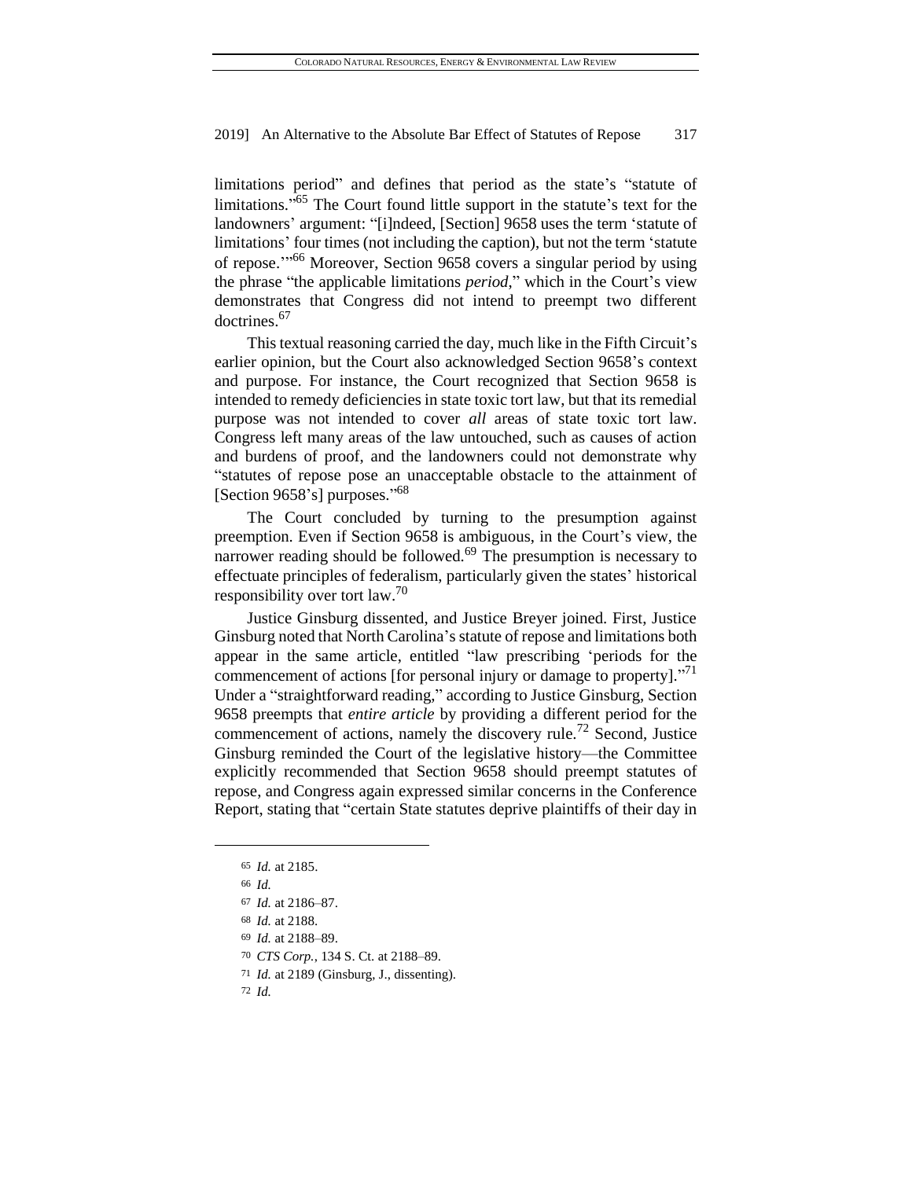limitations period" and defines that period as the state's "statute of limitations."[65] The Court found little support in the statute's text for the landowners' argument: "[i]ndeed, [Section] 9658 uses the term 'statute of limitations' four times (not including the caption), but not the term 'statute of repose.'"[66] Moreover, Section 9658 covers a singular period by using the phrase "the applicable limitations *period*," which in the Court's view demonstrates that Congress did not intend to preempt two different doctrines.[67]

This textual reasoning carried the day, much like in the Fifth Circuit's earlier opinion, but the Court also acknowledged Section 9658's context and purpose. For instance, the Court recognized that Section 9658 is intended to remedy deficiencies in state toxic tort law, but that its remedial purpose was not intended to cover *all* areas of state toxic tort law. Congress left many areas of the law untouched, such as causes of action and burdens of proof, and the landowners could not demonstrate why "statutes of repose pose an unacceptable obstacle to the attainment of [Section 9658's] purposes."[68]

The Court concluded by turning to the presumption against preemption. Even if Section 9658 is ambiguous, in the Court's view, the narrower reading should be followed.[69] The presumption is necessary to effectuate principles of federalism, particularly given the states' historical responsibility over tort law.[70]

Justice Ginsburg dissented, and Justice Breyer joined. First, Justice Ginsburg noted that North Carolina's statute of repose and limitations both appear in the same article, entitled "law prescribing 'periods for the commencement of actions [for personal injury or damage to property]."[71] Under a "straightforward reading," according to Justice Ginsburg, Section 9658 preempts that *entire article* by providing a different period for the commencement of actions, namely the discovery rule.[72] Second, Justice Ginsburg reminded the Court of the legislative history—the Committee explicitly recommended that Section 9658 should preempt statutes of repose, and Congress again expressed similar concerns in the Conference Report, stating that "certain State statutes deprive plaintiffs of their day in

---

65 *Id.* at 2185.

66 *Id.*

67 *Id.* at 2186–87.

68 *Id.* at 2188.

69 *Id.* at 2188–89.

70 *CTS Corp.*, 134 S. Ct. at 2188–89.

71 *Id.* at 2189 (Ginsburg, J., dissenting).

72 *Id.*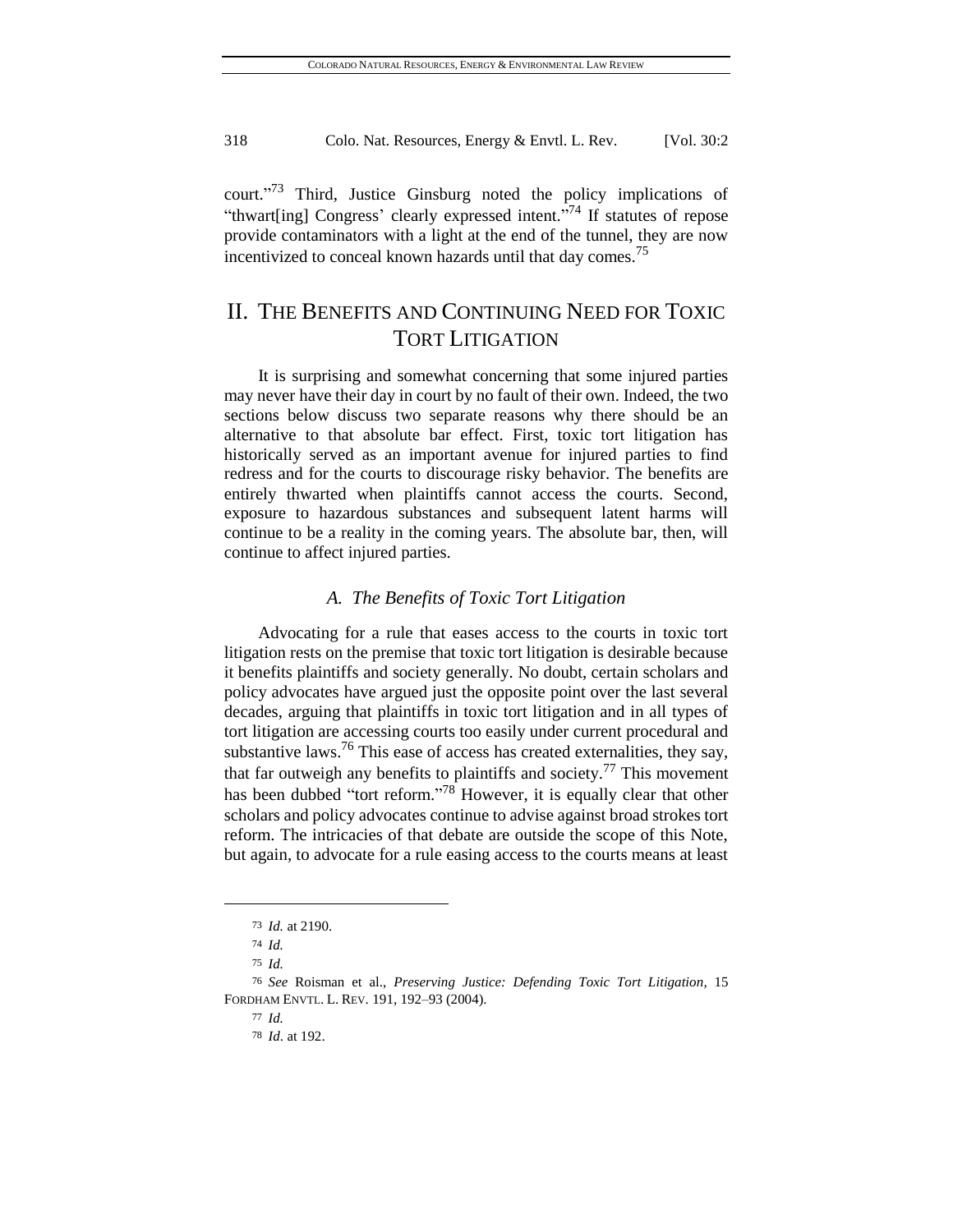court."[73] Third, Justice Ginsburg noted the policy implications of "thwart[ing] Congress' clearly expressed intent."[74] If statutes of repose provide contaminators with a light at the end of the tunnel, they are now incentivized to conceal known hazards until that day comes.[75]

## II. THE BENEFITS AND CONTINUING NEED FOR TOXIC TORT LITIGATION

It is surprising and somewhat concerning that some injured parties may never have their day in court by no fault of their own. Indeed, the two sections below discuss two separate reasons why there should be an alternative to that absolute bar effect. First, toxic tort litigation has historically served as an important avenue for injured parties to find redress and for the courts to discourage risky behavior. The benefits are entirely thwarted when plaintiffs cannot access the courts. Second, exposure to hazardous substances and subsequent latent harms will continue to be a reality in the coming years. The absolute bar, then, will continue to affect injured parties.

### *A. The Benefits of Toxic Tort Litigation*

Advocating for a rule that eases access to the courts in toxic tort litigation rests on the premise that toxic tort litigation is desirable because it benefits plaintiffs and society generally. No doubt, certain scholars and policy advocates have argued just the opposite point over the last several decades, arguing that plaintiffs in toxic tort litigation and in all types of tort litigation are accessing courts too easily under current procedural and substantive laws.[76] This ease of access has created externalities, they say, that far outweigh any benefits to plaintiffs and society.[77] This movement has been dubbed "tort reform."[78] However, it is equally clear that other scholars and policy advocates continue to advise against broad strokes tort reform. The intricacies of that debate are outside the scope of this Note, but again, to advocate for a rule easing access to the courts means at least

---

73 *Id.* at 2190.

74 *Id.*

75 *Id.*

76 *See* Roisman et al., *Preserving Justice: Defending Toxic Tort Litigation,* 15 FORDHAM ENVTL. L. REV. 191, 192–93 (2004).

77 *Id.*

78 *Id.* at 192.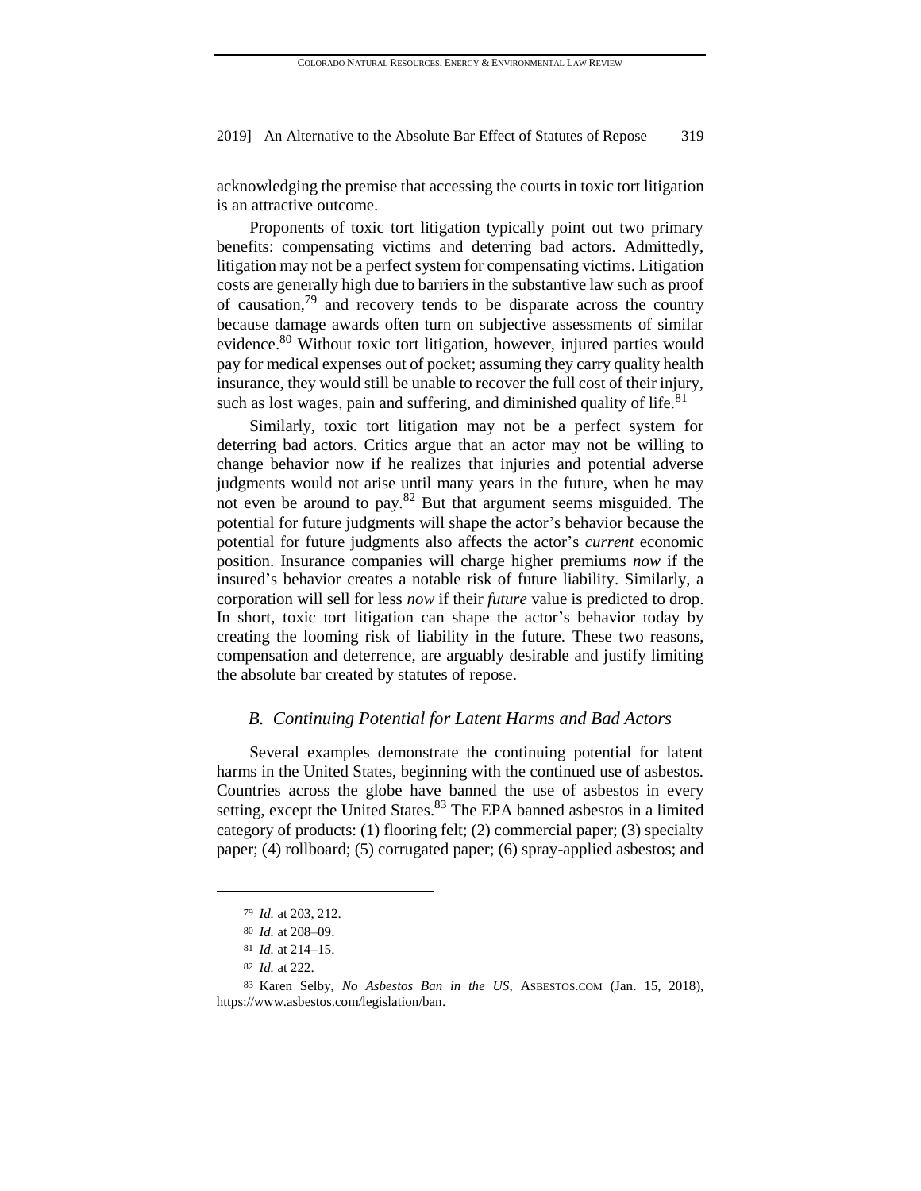acknowledging the premise that accessing the courts in toxic tort litigation is an attractive outcome.

Proponents of toxic tort litigation typically point out two primary benefits: compensating victims and deterring bad actors. Admittedly, litigation may not be a perfect system for compensating victims. Litigation costs are generally high due to barriers in the substantive law such as proof of causation,[79] and recovery tends to be disparate across the country because damage awards often turn on subjective assessments of similar evidence.[80] Without toxic tort litigation, however, injured parties would pay for medical expenses out of pocket; assuming they carry quality health insurance, they would still be unable to recover the full cost of their injury, such as lost wages, pain and suffering, and diminished quality of life.[81]

Similarly, toxic tort litigation may not be a perfect system for deterring bad actors. Critics argue that an actor may not be willing to change behavior now if he realizes that injuries and potential adverse judgments would not arise until many years in the future, when he may not even be around to pay.[82] But that argument seems misguided. The potential for future judgments will shape the actor's behavior because the potential for future judgments also affects the actor's *current* economic position. Insurance companies will charge higher premiums *now* if the insured's behavior creates a notable risk of future liability. Similarly, a corporation will sell for less *now* if their *future* value is predicted to drop. In short, toxic tort litigation can shape the actor's behavior today by creating the looming risk of liability in the future. These two reasons, compensation and deterrence, are arguably desirable and justify limiting the absolute bar created by statutes of repose.

### *B. Continuing Potential for Latent Harms and Bad Actors*

Several examples demonstrate the continuing potential for latent harms in the United States, beginning with the continued use of asbestos. Countries across the globe have banned the use of asbestos in every setting, except the United States.[83] The EPA banned asbestos in a limited category of products: (1) flooring felt; (2) commercial paper; (3) specialty paper; (4) rollboard; (5) corrugated paper; (6) spray-applied asbestos; and

---

79 *Id.* at 203, 212.

80 *Id.* at 208–09.

81 *Id.* at 214–15.

82 *Id.* at 222.

83 Karen Selby, *No Asbestos Ban in the US*, ASBESTOS.COM (Jan. 15, 2018), https://www.asbestos.com/legislation/ban.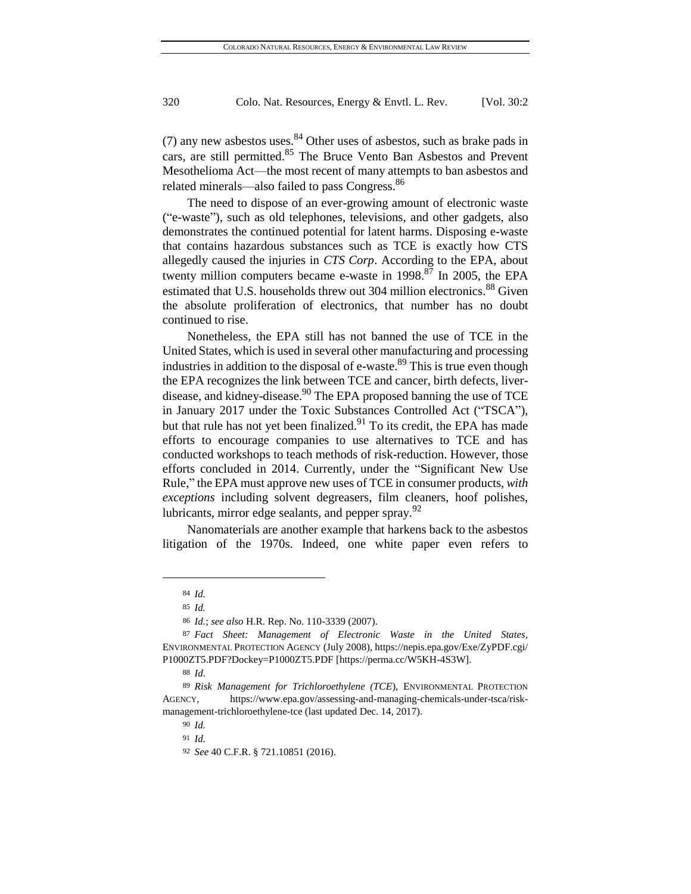(7) any new asbestos uses.[84] Other uses of asbestos, such as brake pads in cars, are still permitted.[85] The Bruce Vento Ban Asbestos and Prevent Mesothelioma Act—the most recent of many attempts to ban asbestos and related minerals—also failed to pass Congress.[86]

The need to dispose of an ever-growing amount of electronic waste ("e-waste"), such as old telephones, televisions, and other gadgets, also demonstrates the continued potential for latent harms. Disposing e-waste that contains hazardous substances such as TCE is exactly how CTS allegedly caused the injuries in *CTS Corp*. According to the EPA, about twenty million computers became e-waste in 1998.[87] In 2005, the EPA estimated that U.S. households threw out 304 million electronics.[88] Given the absolute proliferation of electronics, that number has no doubt continued to rise.

Nonetheless, the EPA still has not banned the use of TCE in the United States, which is used in several other manufacturing and processing industries in addition to the disposal of e-waste.[89] This is true even though the EPA recognizes the link between TCE and cancer, birth defects, liver-disease, and kidney-disease.[90] The EPA proposed banning the use of TCE in January 2017 under the Toxic Substances Controlled Act ("TSCA"), but that rule has not yet been finalized.[91] To its credit, the EPA has made efforts to encourage companies to use alternatives to TCE and has conducted workshops to teach methods of risk-reduction. However, those efforts concluded in 2014. Currently, under the "Significant New Use Rule," the EPA must approve new uses of TCE in consumer products, *with exceptions* including solvent degreasers, film cleaners, hoof polishes, lubricants, mirror edge sealants, and pepper spray.[92]

Nanomaterials are another example that harkens back to the asbestos litigation of the 1970s. Indeed, one white paper even refers to

---

84 *Id.*

85 *Id.*

86 *Id.*; *see also* H.R. Rep. No. 110-3339 (2007).

87 *Fact Sheet: Management of Electronic Waste in the United States*, ENVIRONMENTAL PROTECTION AGENCY (July 2008), https://nepis.epa.gov/Exe/ZyPDF.cgi/P1000ZT5.PDF?Dockey=P1000ZT5.PDF [https://perma.cc/W5KH-4S3W].

88 *Id*.

89 *Risk Management for Trichloroethylene (TCE)*, ENVIRONMENTAL PROTECTION AGENCY, https://www.epa.gov/assessing-and-managing-chemicals-under-tsca/risk-management-trichloroethylene-tce (last updated Dec. 14, 2017).

90 *Id.*

91 *Id.*

92 *See* 40 C.F.R. § 721.10851 (2016).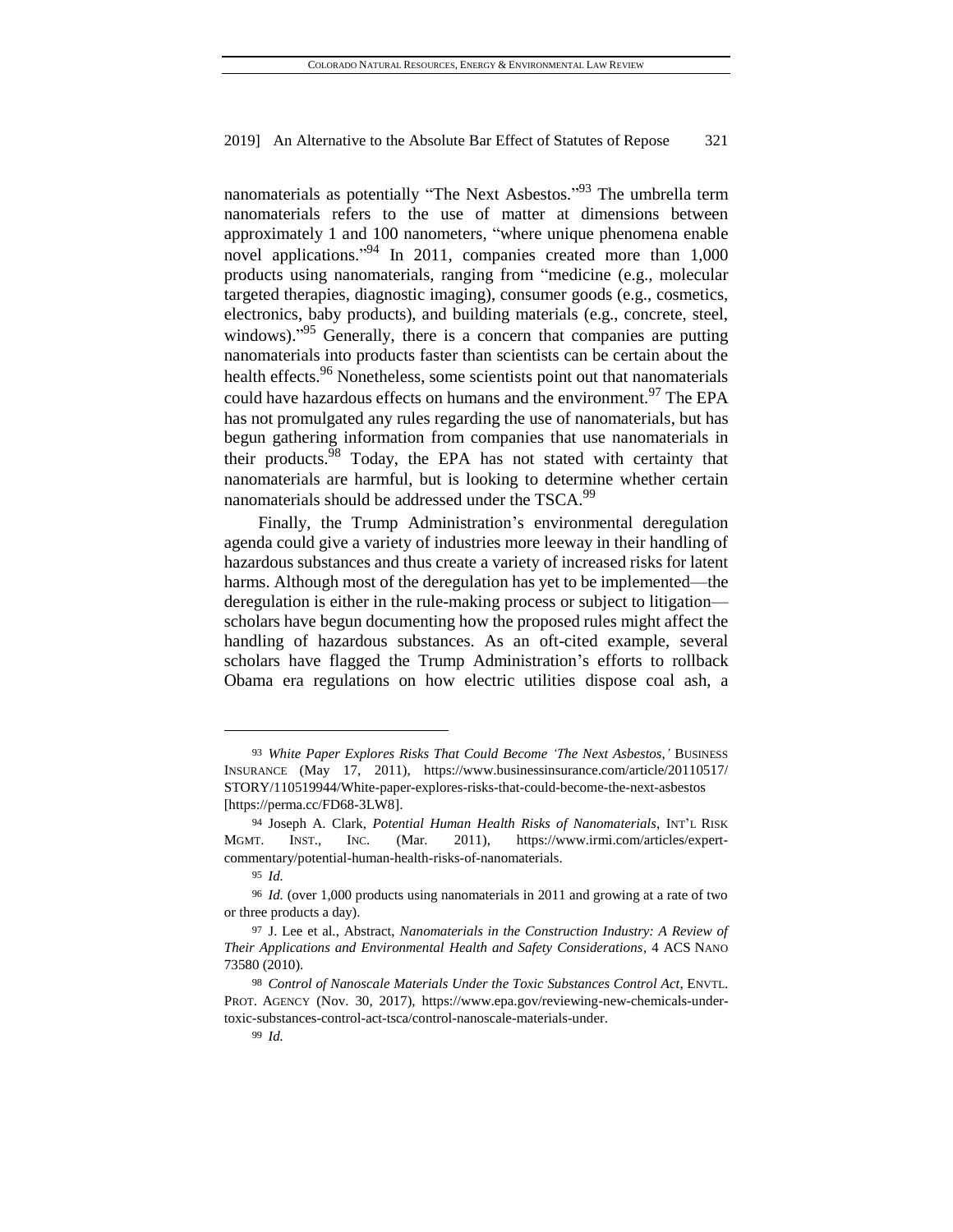nanomaterials as potentially "The Next Asbestos."[93] The umbrella term nanomaterials refers to the use of matter at dimensions between approximately 1 and 100 nanometers, "where unique phenomena enable novel applications."[94] In 2011, companies created more than 1,000 products using nanomaterials, ranging from "medicine (e.g., molecular targeted therapies, diagnostic imaging), consumer goods (e.g., cosmetics, electronics, baby products), and building materials (e.g., concrete, steel, windows)."[95] Generally, there is a concern that companies are putting nanomaterials into products faster than scientists can be certain about the health effects.[96] Nonetheless, some scientists point out that nanomaterials could have hazardous effects on humans and the environment.[97] The EPA has not promulgated any rules regarding the use of nanomaterials, but has begun gathering information from companies that use nanomaterials in their products.[98] Today, the EPA has not stated with certainty that nanomaterials are harmful, but is looking to determine whether certain nanomaterials should be addressed under the TSCA.[99]

Finally, the Trump Administration's environmental deregulation agenda could give a variety of industries more leeway in their handling of hazardous substances and thus create a variety of increased risks for latent harms. Although most of the deregulation has yet to be implemented—the deregulation is either in the rule-making process or subject to litigation—scholars have begun documenting how the proposed rules might affect the handling of hazardous substances. As an oft-cited example, several scholars have flagged the Trump Administration's efforts to rollback Obama era regulations on how electric utilities dispose coal ash, a

---

93 *White Paper Explores Risks That Could Become 'The Next Asbestos,'* BUSINESS INSURANCE (May 17, 2011), https://www.businessinsurance.com/article/20110517/STORY/110519944/White-paper-explores-risks-that-could-become-the-next-asbestos [https://perma.cc/FD68-3LW8].

94 Joseph A. Clark, *Potential Human Health Risks of Nanomaterials*, INT'L RISK MGMT. INST., INC. (Mar. 2011), https://www.irmi.com/articles/expert-commentary/potential-human-health-risks-of-nanomaterials.

95 *Id.*

96 *Id.* (over 1,000 products using nanomaterials in 2011 and growing at a rate of two or three products a day).

97 J. Lee et al., Abstract, *Nanomaterials in the Construction Industry: A Review of Their Applications and Environmental Health and Safety Considerations*, 4 ACS NANO 73580 (2010).

98 *Control of Nanoscale Materials Under the Toxic Substances Control Act*, ENVTL. PROT. AGENCY (Nov. 30, 2017), https://www.epa.gov/reviewing-new-chemicals-under-toxic-substances-control-act-tsca/control-nanoscale-materials-under.

99 *Id.*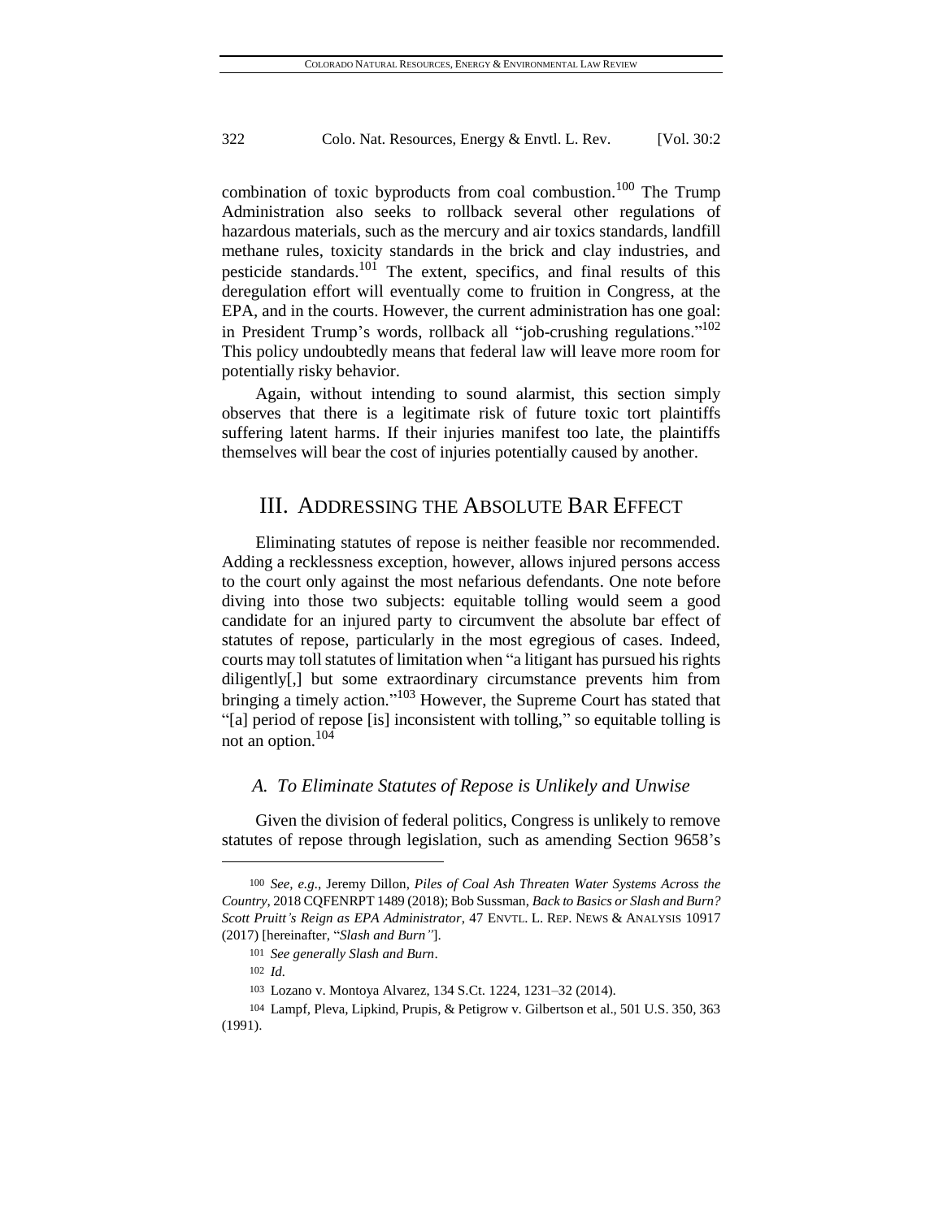combination of toxic byproducts from coal combustion.[100] The Trump Administration also seeks to rollback several other regulations of hazardous materials, such as the mercury and air toxics standards, landfill methane rules, toxicity standards in the brick and clay industries, and pesticide standards.[101] The extent, specifics, and final results of this deregulation effort will eventually come to fruition in Congress, at the EPA, and in the courts. However, the current administration has one goal: in President Trump's words, rollback all "job-crushing regulations."[102] This policy undoubtedly means that federal law will leave more room for potentially risky behavior.

Again, without intending to sound alarmist, this section simply observes that there is a legitimate risk of future toxic tort plaintiffs suffering latent harms. If their injuries manifest too late, the plaintiffs themselves will bear the cost of injuries potentially caused by another.

## III. ADDRESSING THE ABSOLUTE BAR EFFECT

Eliminating statutes of repose is neither feasible nor recommended. Adding a recklessness exception, however, allows injured persons access to the court only against the most nefarious defendants. One note before diving into those two subjects: equitable tolling would seem a good candidate for an injured party to circumvent the absolute bar effect of statutes of repose, particularly in the most egregious of cases. Indeed, courts may toll statutes of limitation when "a litigant has pursued his rights diligently[,] but some extraordinary circumstance prevents him from bringing a timely action."[103] However, the Supreme Court has stated that "[a] period of repose [is] inconsistent with tolling," so equitable tolling is not an option.[104]

### *A. To Eliminate Statutes of Repose is Unlikely and Unwise*

Given the division of federal politics, Congress is unlikely to remove statutes of repose through legislation, such as amending Section 9658's

---

100 *See, e.g.*, Jeremy Dillon, *Piles of Coal Ash Threaten Water Systems Across the Country*, 2018 CQFENRPT 1489 (2018); Bob Sussman, *Back to Basics or Slash and Burn? Scott Pruitt's Reign as EPA Administrator*, 47 ENVTL. L. REP. NEWS & ANALYSIS 10917 (2017) [hereinafter, "*Slash and Burn"*].

101 *See generally Slash and Burn*.

102 *Id.*

103 Lozano v. Montoya Alvarez, 134 S.Ct. 1224, 1231–32 (2014).

104 Lampf, Pleva, Lipkind, Prupis, & Petigrow v. Gilbertson et al., 501 U.S. 350, 363 (1991).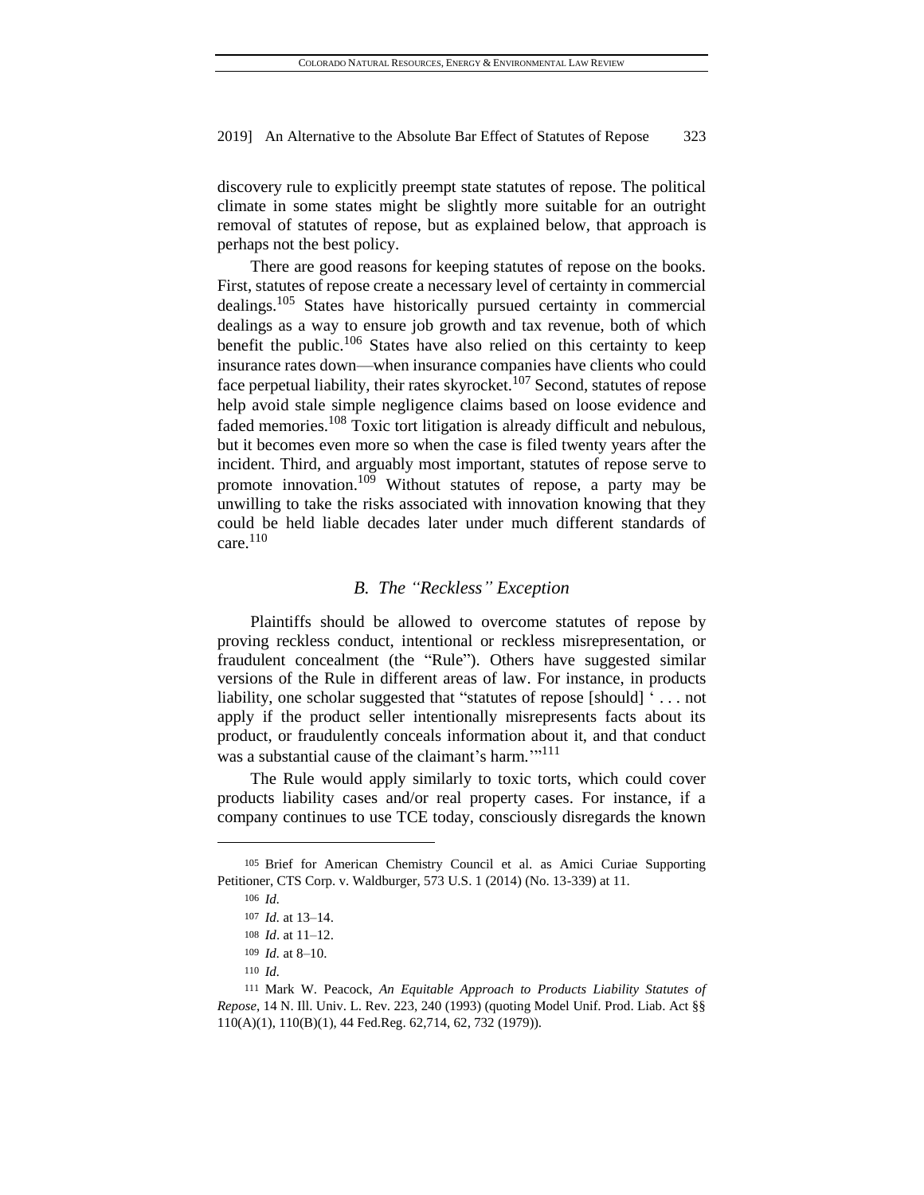discovery rule to explicitly preempt state statutes of repose. The political climate in some states might be slightly more suitable for an outright removal of statutes of repose, but as explained below, that approach is perhaps not the best policy.

There are good reasons for keeping statutes of repose on the books. First, statutes of repose create a necessary level of certainty in commercial dealings.[105] States have historically pursued certainty in commercial dealings as a way to ensure job growth and tax revenue, both of which benefit the public.[106] States have also relied on this certainty to keep insurance rates down—when insurance companies have clients who could face perpetual liability, their rates skyrocket.[107] Second, statutes of repose help avoid stale simple negligence claims based on loose evidence and faded memories.[108] Toxic tort litigation is already difficult and nebulous, but it becomes even more so when the case is filed twenty years after the incident. Third, and arguably most important, statutes of repose serve to promote innovation.[109] Without statutes of repose, a party may be unwilling to take the risks associated with innovation knowing that they could be held liable decades later under much different standards of care.[110]

### *B. The "Reckless" Exception*

Plaintiffs should be allowed to overcome statutes of repose by proving reckless conduct, intentional or reckless misrepresentation, or fraudulent concealment (the "Rule"). Others have suggested similar versions of the Rule in different areas of law. For instance, in products liability, one scholar suggested that "statutes of repose [should] ' . . . not apply if the product seller intentionally misrepresents facts about its product, or fraudulently conceals information about it, and that conduct was a substantial cause of the claimant's harm.'"[111]

The Rule would apply similarly to toxic torts, which could cover products liability cases and/or real property cases. For instance, if a company continues to use TCE today, consciously disregards the known

---

105 Brief for American Chemistry Council et al. as Amici Curiae Supporting Petitioner, CTS Corp. v. Waldburger, 573 U.S. 1 (2014) (No. 13-339) at 11.

106 *Id.*

107 *Id.* at 13–14.

108 *Id*. at 11–12.

109 *Id.* at 8–10.

110 *Id.*

111 Mark W. Peacock, *An Equitable Approach to Products Liability Statutes of Repose*, 14 N. Ill. Univ. L. Rev. 223, 240 (1993) (quoting Model Unif. Prod. Liab. Act §§ 110(A)(1), 110(B)(1), 44 Fed.Reg. 62,714, 62, 732 (1979)).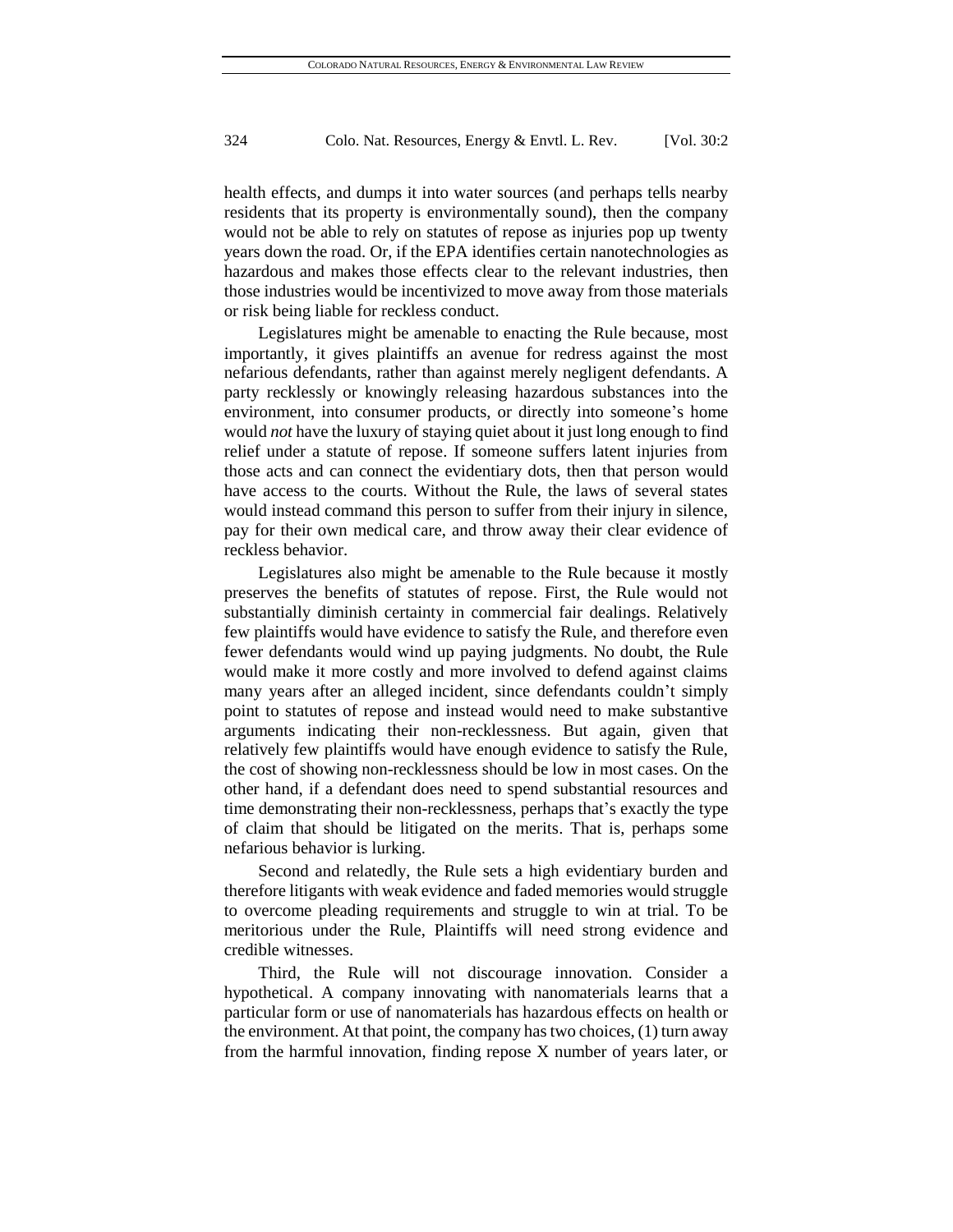health effects, and dumps it into water sources (and perhaps tells nearby residents that its property is environmentally sound), then the company would not be able to rely on statutes of repose as injuries pop up twenty years down the road. Or, if the EPA identifies certain nanotechnologies as hazardous and makes those effects clear to the relevant industries, then those industries would be incentivized to move away from those materials or risk being liable for reckless conduct.

Legislatures might be amenable to enacting the Rule because, most importantly, it gives plaintiffs an avenue for redress against the most nefarious defendants, rather than against merely negligent defendants. A party recklessly or knowingly releasing hazardous substances into the environment, into consumer products, or directly into someone's home would *not* have the luxury of staying quiet about it just long enough to find relief under a statute of repose. If someone suffers latent injuries from those acts and can connect the evidentiary dots, then that person would have access to the courts. Without the Rule, the laws of several states would instead command this person to suffer from their injury in silence, pay for their own medical care, and throw away their clear evidence of reckless behavior.

Legislatures also might be amenable to the Rule because it mostly preserves the benefits of statutes of repose. First, the Rule would not substantially diminish certainty in commercial fair dealings. Relatively few plaintiffs would have evidence to satisfy the Rule, and therefore even fewer defendants would wind up paying judgments. No doubt, the Rule would make it more costly and more involved to defend against claims many years after an alleged incident, since defendants couldn't simply point to statutes of repose and instead would need to make substantive arguments indicating their non-recklessness. But again, given that relatively few plaintiffs would have enough evidence to satisfy the Rule, the cost of showing non-recklessness should be low in most cases. On the other hand, if a defendant does need to spend substantial resources and time demonstrating their non-recklessness, perhaps that's exactly the type of claim that should be litigated on the merits. That is, perhaps some nefarious behavior is lurking.

Second and relatedly, the Rule sets a high evidentiary burden and therefore litigants with weak evidence and faded memories would struggle to overcome pleading requirements and struggle to win at trial. To be meritorious under the Rule, Plaintiffs will need strong evidence and credible witnesses.

Third, the Rule will not discourage innovation. Consider a hypothetical. A company innovating with nanomaterials learns that a particular form or use of nanomaterials has hazardous effects on health or the environment. At that point, the company has two choices, (1) turn away from the harmful innovation, finding repose X number of years later, or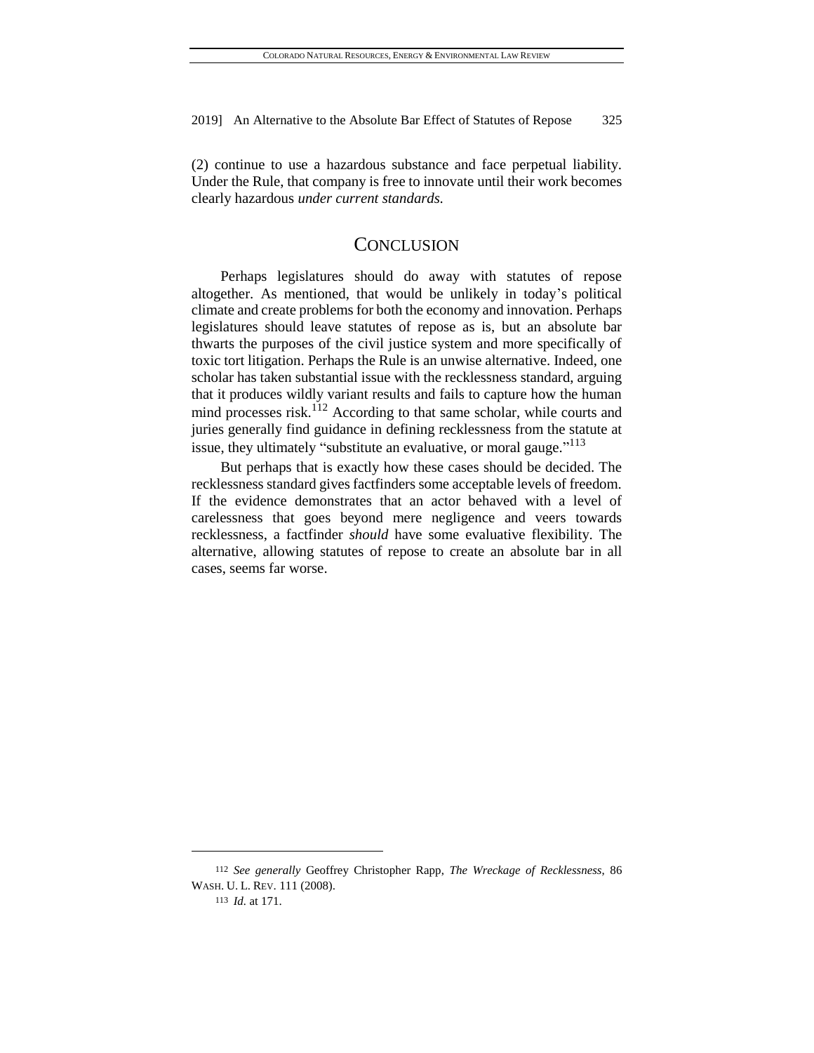(2) continue to use a hazardous substance and face perpetual liability. Under the Rule, that company is free to innovate until their work becomes clearly hazardous *under current standards.*

# CONCLUSION

Perhaps legislatures should do away with statutes of repose altogether. As mentioned, that would be unlikely in today's political climate and create problems for both the economy and innovation. Perhaps legislatures should leave statutes of repose as is, but an absolute bar thwarts the purposes of the civil justice system and more specifically of toxic tort litigation. Perhaps the Rule is an unwise alternative. Indeed, one scholar has taken substantial issue with the recklessness standard, arguing that it produces wildly variant results and fails to capture how the human mind processes risk.[112] According to that same scholar, while courts and juries generally find guidance in defining recklessness from the statute at issue, they ultimately "substitute an evaluative, or moral gauge."[113]

But perhaps that is exactly how these cases should be decided. The recklessness standard gives factfinders some acceptable levels of freedom. If the evidence demonstrates that an actor behaved with a level of carelessness that goes beyond mere negligence and veers towards recklessness, a factfinder *should* have some evaluative flexibility. The alternative, allowing statutes of repose to create an absolute bar in all cases, seems far worse.

---

112 *See generally* Geoffrey Christopher Rapp, *The Wreckage of Recklessness*, 86 WASH. U. L. REV. 111 (2008).

113 *Id.* at 171.